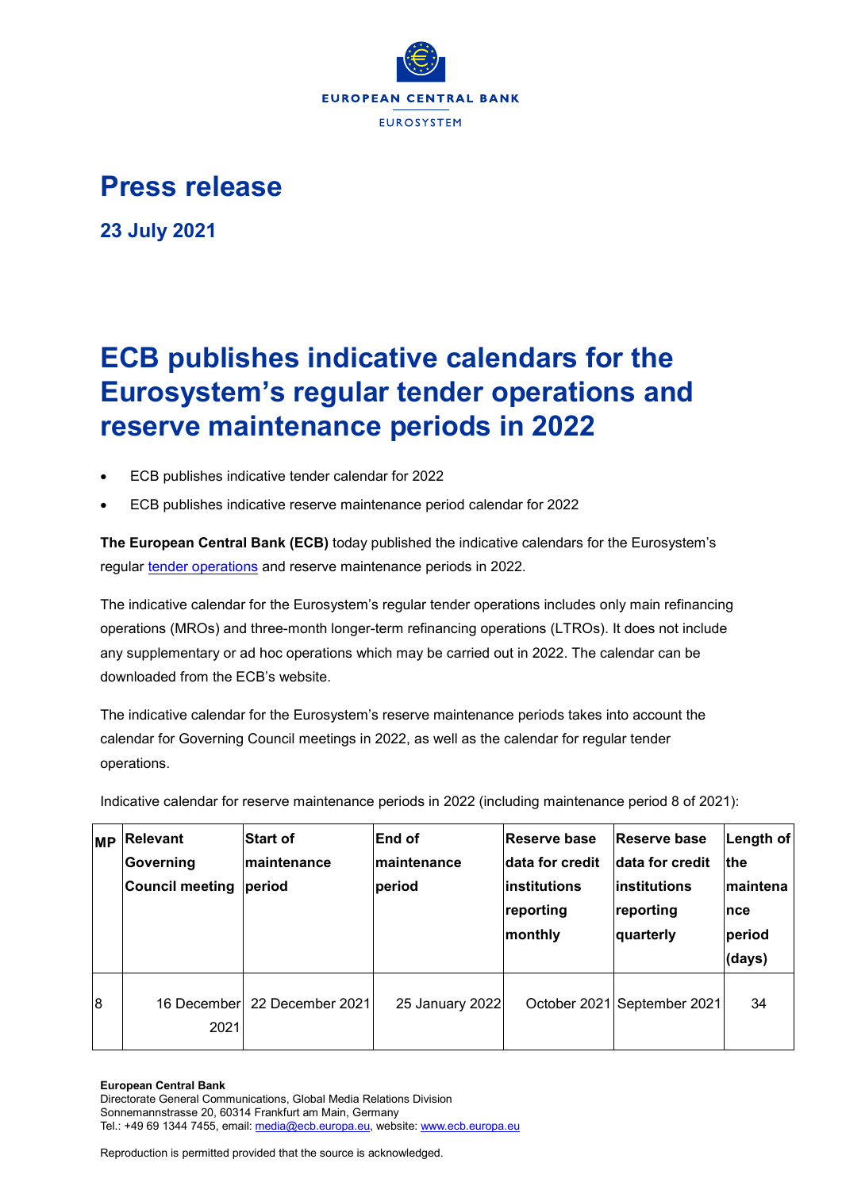# Press release

**23 July 2021**

# ECB publishes indicative calendars for the Eurosystem's regular tender operations and reserve maintenance periods in 2022

- ECB publishes indicative tender calendar for 2022
- ECB publishes indicative reserve maintenance period calendar for 2022

**The European Central Bank (ECB)** today published the indicative calendars for the Eurosystem's regular tender operations and reserve maintenance periods in 2022.

The indicative calendar for the Eurosystem's regular tender operations includes only main refinancing operations (MROs) and three-month longer-term refinancing operations (LTROs). It does not include any supplementary or ad hoc operations which may be carried out in 2022. The calendar can be downloaded from the ECB's website.

The indicative calendar for the Eurosystem's reserve maintenance periods takes into account the calendar for Governing Council meetings in 2022, as well as the calendar for regular tender operations.

Indicative calendar for reserve maintenance periods in 2022 (including maintenance period 8 of 2021):

| MP | Relevant Governing Council meeting | Start of maintenance period | End of maintenance period | Reserve base data for credit institutions reporting monthly | Reserve base data for credit institutions reporting quarterly | Length of the maintenance period (days) |
|---|---|---|---|---|---|---|
| 8 | 16 December 2021 | 22 December 2021 | 25 January 2022 | October 2021 | September 2021 | 34 |

**European Central Bank**
Directorate General Communications, Global Media Relations Division
Sonnemannstrasse 20, 60314 Frankfurt am Main, Germany
Tel.: +49 69 1344 7455, email: media@ecb.europa.eu, website: www.ecb.europa.eu

Reproduction is permitted provided that the source is acknowledged.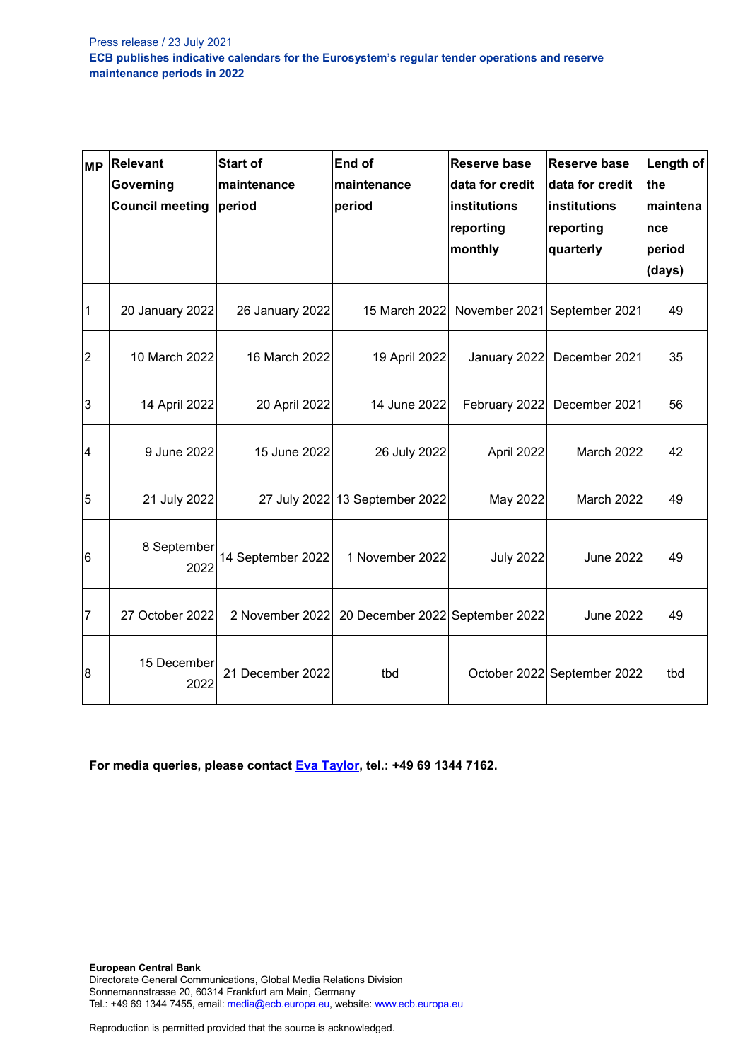| MP | Relevant Governing Council meeting | Start of maintenance period | End of maintenance period | Reserve base data for credit institutions reporting monthly | Reserve base data for credit institutions reporting quarterly | Length of the maintenance period (days) |
|---|---|---|---|---|---|---|
| 1 | 20 January 2022 | 26 January 2022 | 15 March 2022 | November 2021 | September 2021 | 49 |
| 2 | 10 March 2022 | 16 March 2022 | 19 April 2022 | January 2022 | December 2021 | 35 |
| 3 | 14 April 2022 | 20 April 2022 | 14 June 2022 | February 2022 | December 2021 | 56 |
| 4 | 9 June 2022 | 15 June 2022 | 26 July 2022 | April 2022 | March 2022 | 42 |
| 5 | 21 July 2022 | 27 July 2022 | 13 September 2022 | May 2022 | March 2022 | 49 |
| 6 | 8 September 2022 | 14 September 2022 | 1 November 2022 | July 2022 | June 2022 | 49 |
| 7 | 27 October 2022 | 2 November 2022 | 20 December 2022 | September 2022 | June 2022 | 49 |
| 8 | 15 December 2022 | 21 December 2022 | tbd | October 2022 | September 2022 | tbd |

**For media queries, please contact Eva Taylor, tel.: +49 69 1344 7162.**

**European Central Bank**
Directorate General Communications, Global Media Relations Division
Sonnemannstrasse 20, 60314 Frankfurt am Main, Germany
Tel.: +49 69 1344 7455, email: media@ecb.europa.eu, website: www.ecb.europa.eu

Reproduction is permitted provided that the source is acknowledged.